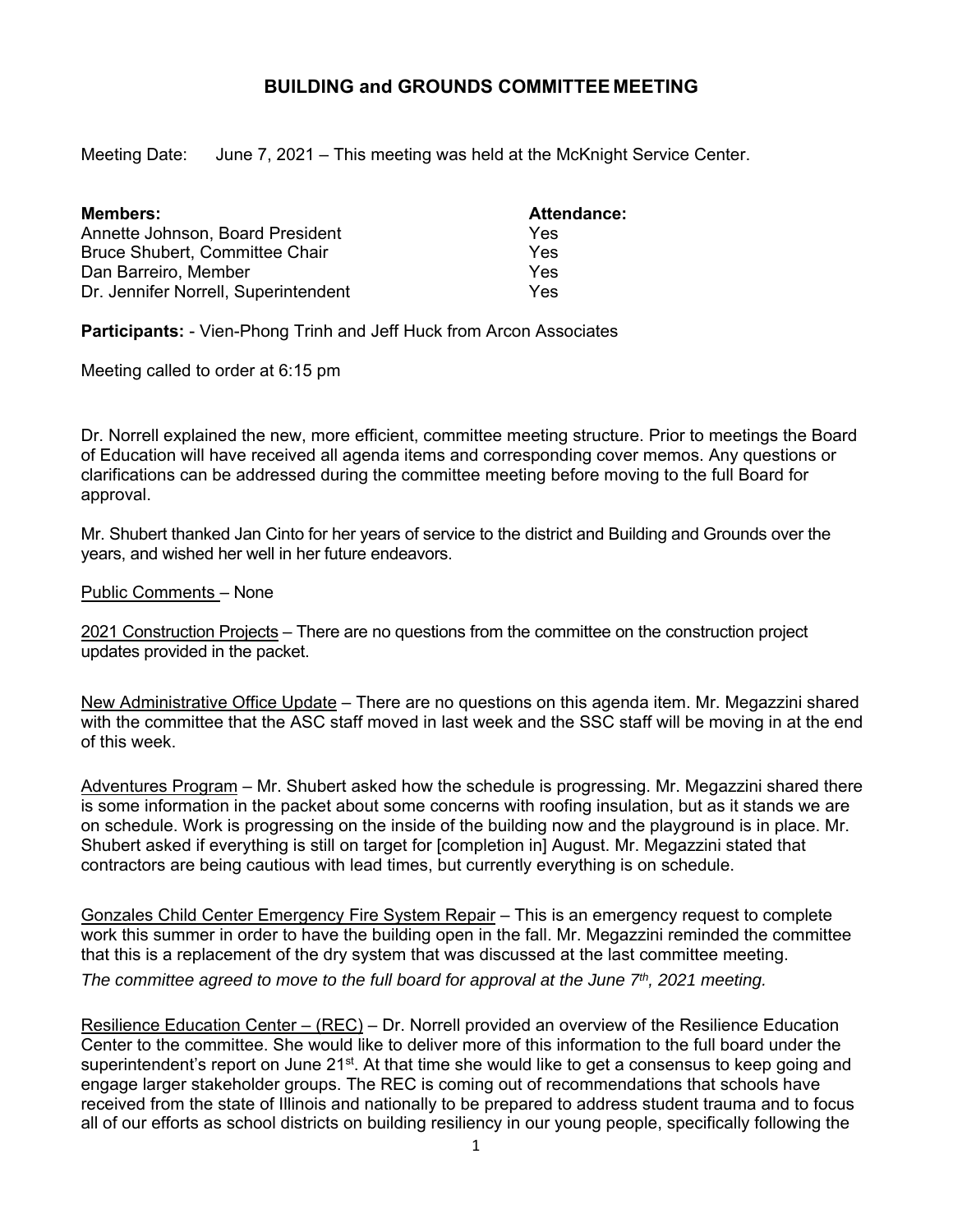# BUILDING and GROUNDS COMMITTEE MEETING

Meeting Date: June 7, 2021 – This meeting was held at the McKnight Service Center.

| Members: | Attendance: |
|---|---|
| Annette Johnson, Board President | Yes |
| Bruce Shubert, Committee Chair | Yes |
| Dan Barreiro, Member | Yes |
| Dr. Jennifer Norrell, Superintendent | Yes |

**Participants:** - Vien-Phong Trinh and Jeff Huck from Arcon Associates

Meeting called to order at 6:15 pm

Dr. Norrell explained the new, more efficient, committee meeting structure. Prior to meetings the Board of Education will have received all agenda items and corresponding cover memos. Any questions or clarifications can be addressed during the committee meeting before moving to the full Board for approval.

Mr. Shubert thanked Jan Cinto for her years of service to the district and Building and Grounds over the years, and wished her well in her future endeavors.

Public Comments – None

2021 Construction Projects – There are no questions from the committee on the construction project updates provided in the packet.

New Administrative Office Update – There are no questions on this agenda item. Mr. Megazzini shared with the committee that the ASC staff moved in last week and the SSC staff will be moving in at the end of this week.

Adventures Program – Mr. Shubert asked how the schedule is progressing. Mr. Megazzini shared there is some information in the packet about some concerns with roofing insulation, but as it stands we are on schedule. Work is progressing on the inside of the building now and the playground is in place. Mr. Shubert asked if everything is still on target for [completion in] August. Mr. Megazzini stated that contractors are being cautious with lead times, but currently everything is on schedule.

Gonzales Child Center Emergency Fire System Repair – This is an emergency request to complete work this summer in order to have the building open in the fall. Mr. Megazzini reminded the committee that this is a replacement of the dry system that was discussed at the last committee meeting.

*The committee agreed to move to the full board for approval at the June 7th, 2021 meeting.*

Resilience Education Center – (REC) – Dr. Norrell provided an overview of the Resilience Education Center to the committee. She would like to deliver more of this information to the full board under the superintendent's report on June 21st. At that time she would like to get a consensus to keep going and engage larger stakeholder groups. The REC is coming out of recommendations that schools have received from the state of Illinois and nationally to be prepared to address student trauma and to focus all of our efforts as school districts on building resiliency in our young people, specifically following the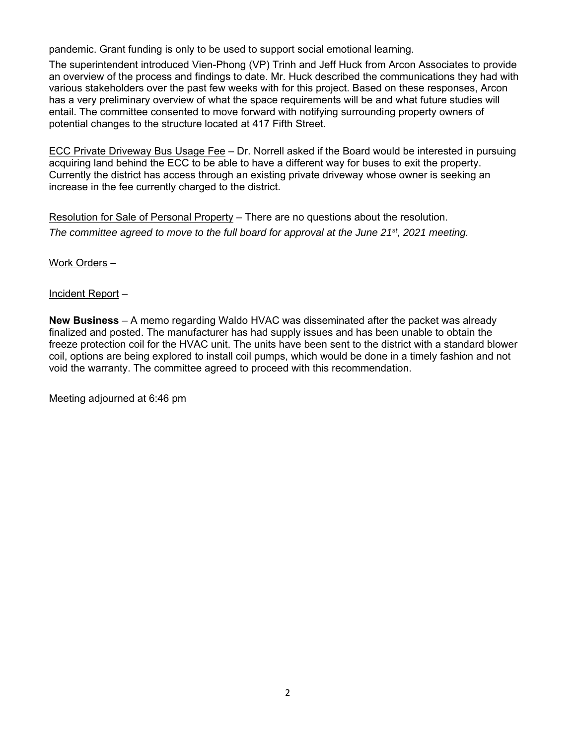pandemic. Grant funding is only to be used to support social emotional learning.

The superintendent introduced Vien-Phong (VP) Trinh and Jeff Huck from Arcon Associates to provide an overview of the process and findings to date. Mr. Huck described the communications they had with various stakeholders over the past few weeks with for this project. Based on these responses, Arcon has a very preliminary overview of what the space requirements will be and what future studies will entail. The committee consented to move forward with notifying surrounding property owners of potential changes to the structure located at 417 Fifth Street.

<u>ECC Private Driveway Bus Usage Fee</u> – Dr. Norrell asked if the Board would be interested in pursuing acquiring land behind the ECC to be able to have a different way for buses to exit the property. Currently the district has access through an existing private driveway whose owner is seeking an increase in the fee currently charged to the district.

<u>Resolution for Sale of Personal Property</u> – There are no questions about the resolution.
*The committee agreed to move to the full board for approval at the June 21st, 2021 meeting.*

<u>Work Orders</u> –

<u>Incident Report</u> –

**New Business** – A memo regarding Waldo HVAC was disseminated after the packet was already finalized and posted. The manufacturer has had supply issues and has been unable to obtain the freeze protection coil for the HVAC unit. The units have been sent to the district with a standard blower coil, options are being explored to install coil pumps, which would be done in a timely fashion and not void the warranty. The committee agreed to proceed with this recommendation.

Meeting adjourned at 6:46 pm